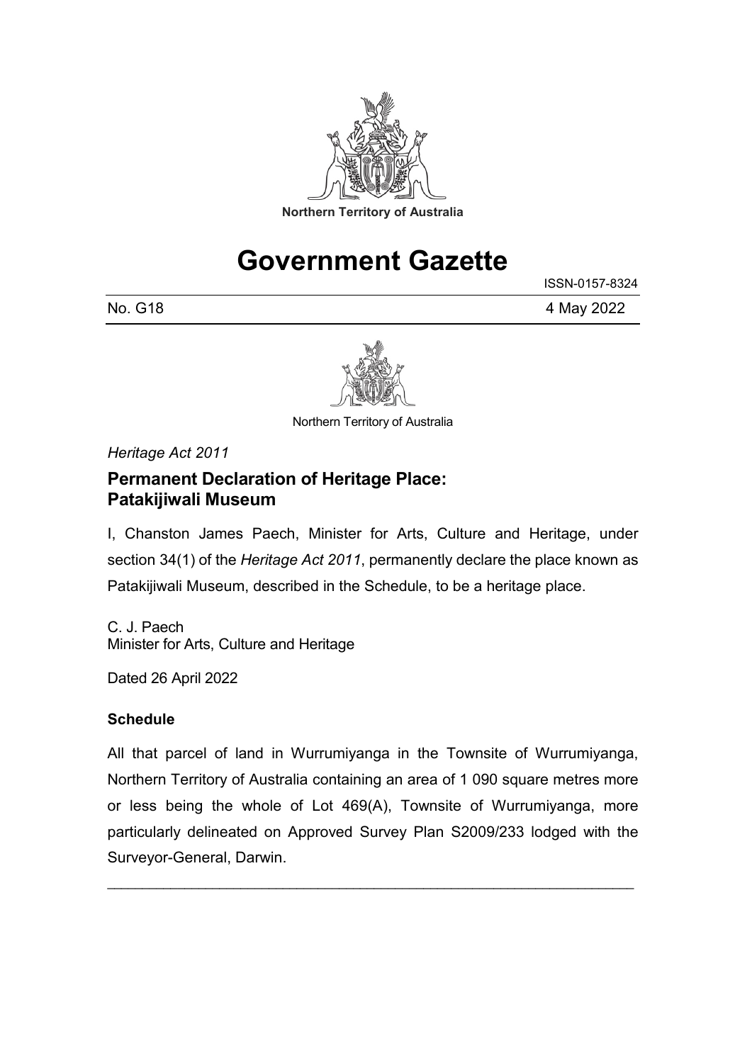Northern Territory of Australia

# Government Gazette

ISSN-0157-8324

No. G18 4 May 2022

Northern Territory of Australia

*Heritage Act 2011*

## Permanent Declaration of Heritage Place: Patakijiwali Museum

I, Chanston James Paech, Minister for Arts, Culture and Heritage, under section 34(1) of the *Heritage Act 2011*, permanently declare the place known as Patakijiwali Museum, described in the Schedule, to be a heritage place.

C. J. Paech
Minister for Arts, Culture and Heritage

Dated 26 April 2022

**Schedule**

All that parcel of land in Wurrumiyanga in the Townsite of Wurrumiyanga, Northern Territory of Australia containing an area of 1 090 square metres more or less being the whole of Lot 469(A), Townsite of Wurrumiyanga, more particularly delineated on Approved Survey Plan S2009/233 lodged with the Surveyor-General, Darwin.

---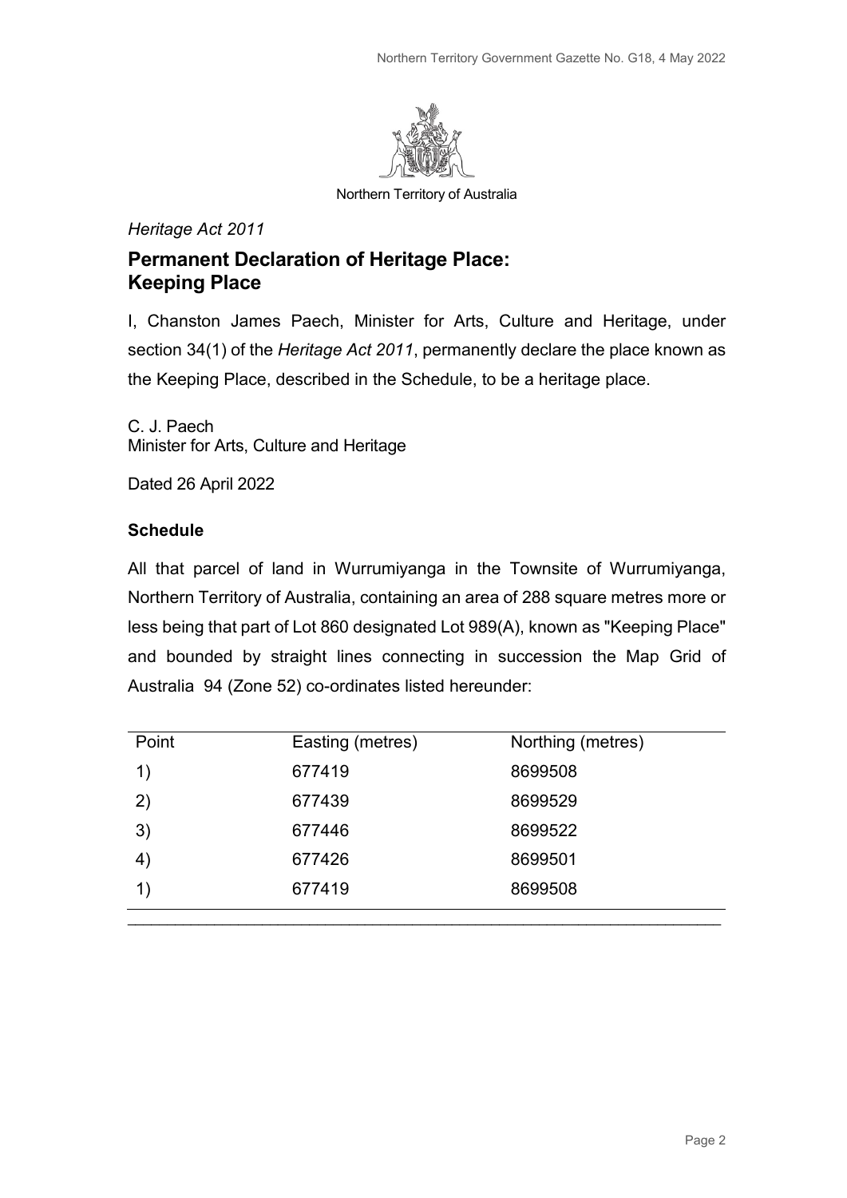Northern Territory of Australia

*Heritage Act 2011*

## Permanent Declaration of Heritage Place: Keeping Place

I, Chanston James Paech, Minister for Arts, Culture and Heritage, under section 34(1) of the *Heritage Act 2011*, permanently declare the place known as the Keeping Place, described in the Schedule, to be a heritage place.

C. J. Paech
Minister for Arts, Culture and Heritage

Dated 26 April 2022

**Schedule**

All that parcel of land in Wurrumiyanga in the Townsite of Wurrumiyanga, Northern Territory of Australia, containing an area of 288 square metres more or less being that part of Lot 860 designated Lot 989(A), known as "Keeping Place" and bounded by straight lines connecting in succession the Map Grid of Australia 94 (Zone 52) co-ordinates listed hereunder:

| Point | Easting (metres) | Northing (metres) |
|---|---|---|
| 1) | 677419 | 8699508 |
| 2) | 677439 | 8699529 |
| 3) | 677446 | 8699522 |
| 4) | 677426 | 8699501 |
| 1) | 677419 | 8699508 |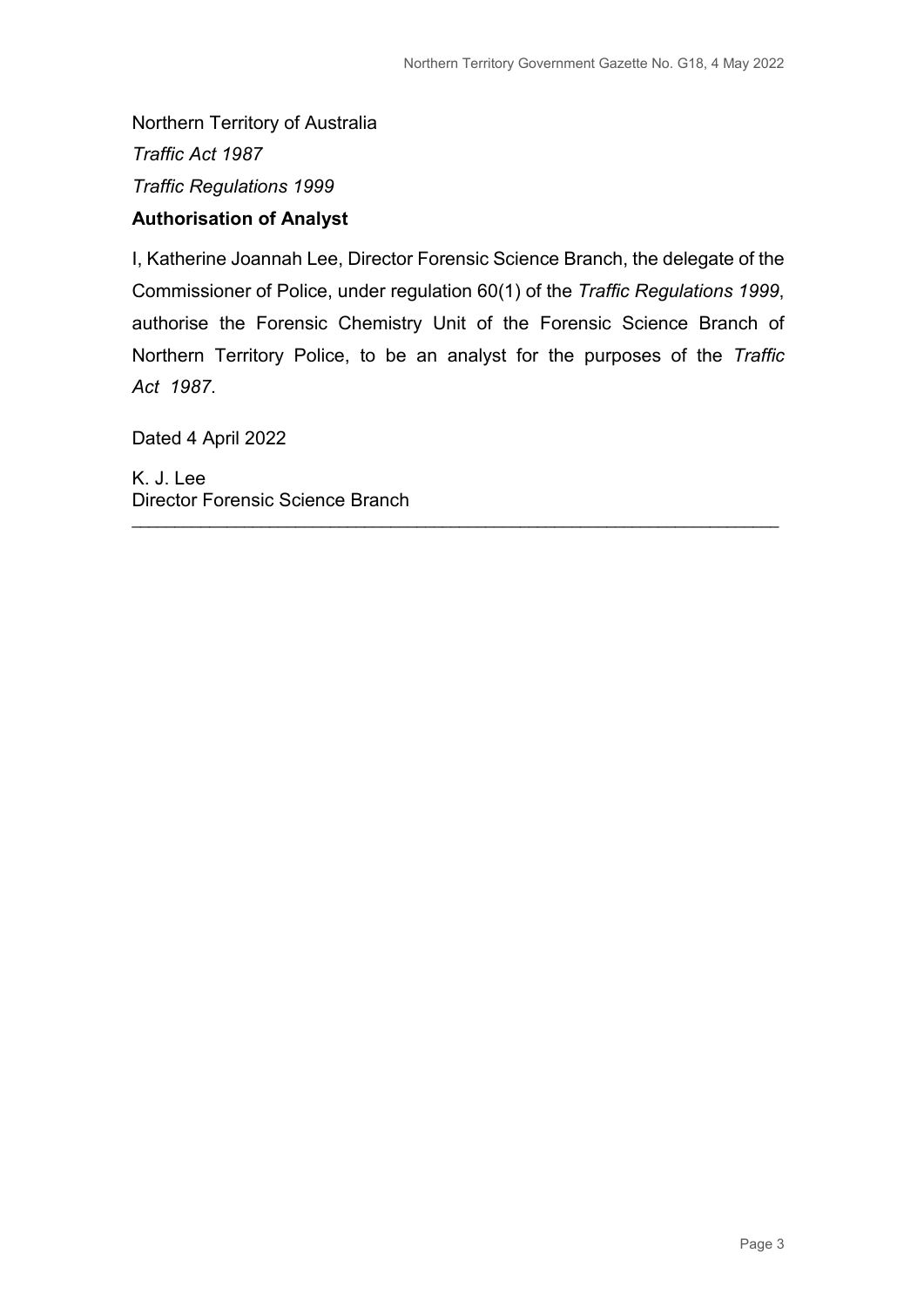Northern Territory of Australia

*Traffic Act 1987*

*Traffic Regulations 1999*

**Authorisation of Analyst**

I, Katherine Joannah Lee, Director Forensic Science Branch, the delegate of the Commissioner of Police, under regulation 60(1) of the *Traffic Regulations 1999*, authorise the Forensic Chemistry Unit of the Forensic Science Branch of Northern Territory Police, to be an analyst for the purposes of the *Traffic Act 1987*.

Dated 4 April 2022

K. J. Lee
Director Forensic Science Branch

---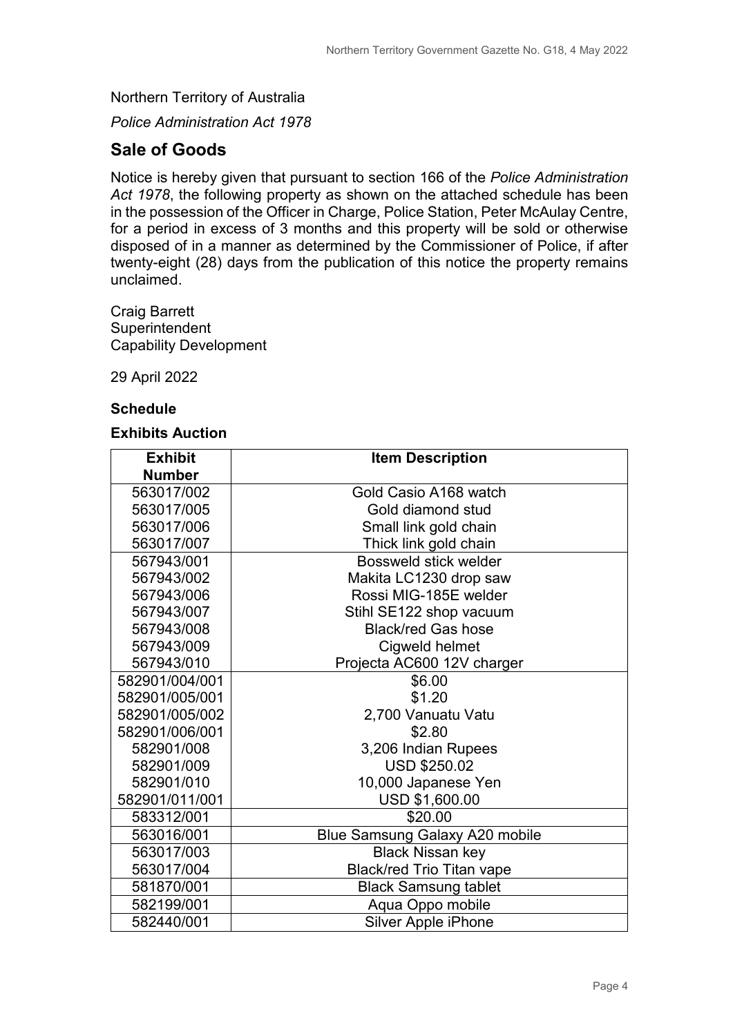Northern Territory of Australia

*Police Administration Act 1978*

## Sale of Goods

Notice is hereby given that pursuant to section 166 of the *Police Administration Act 1978*, the following property as shown on the attached schedule has been in the possession of the Officer in Charge, Police Station, Peter McAulay Centre, for a period in excess of 3 months and this property will be sold or otherwise disposed of in a manner as determined by the Commissioner of Police, if after twenty-eight (28) days from the publication of this notice the property remains unclaimed.

Craig Barrett
Superintendent
Capability Development

29 April 2022

**Schedule**

**Exhibits Auction**

| Exhibit Number | Item Description |
|---|---|
| 563017/002 | Gold Casio A168 watch |
| 563017/005 | Gold diamond stud |
| 563017/006 | Small link gold chain |
| 563017/007 | Thick link gold chain |
| 567943/001 | Bossweld stick welder |
| 567943/002 | Makita LC1230 drop saw |
| 567943/006 | Rossi MIG-185E welder |
| 567943/007 | Stihl SE122 shop vacuum |
| 567943/008 | Black/red Gas hose |
| 567943/009 | Cigweld helmet |
| 567943/010 | Projecta AC600 12V charger |
| 582901/004/001 | $6.00 |
| 582901/005/001 | $1.20 |
| 582901/005/002 | 2,700 Vanuatu Vatu |
| 582901/006/001 | $2.80 |
| 582901/008 | 3,206 Indian Rupees |
| 582901/009 | USD $250.02 |
| 582901/010 | 10,000 Japanese Yen |
| 582901/011/001 | USD $1,600.00 |
| 583312/001 | $20.00 |
| 563016/001 | Blue Samsung Galaxy A20 mobile |
| 563017/003 | Black Nissan key |
| 563017/004 | Black/red Trio Titan vape |
| 581870/001 | Black Samsung tablet |
| 582199/001 | Aqua Oppo mobile |
| 582440/001 | Silver Apple iPhone |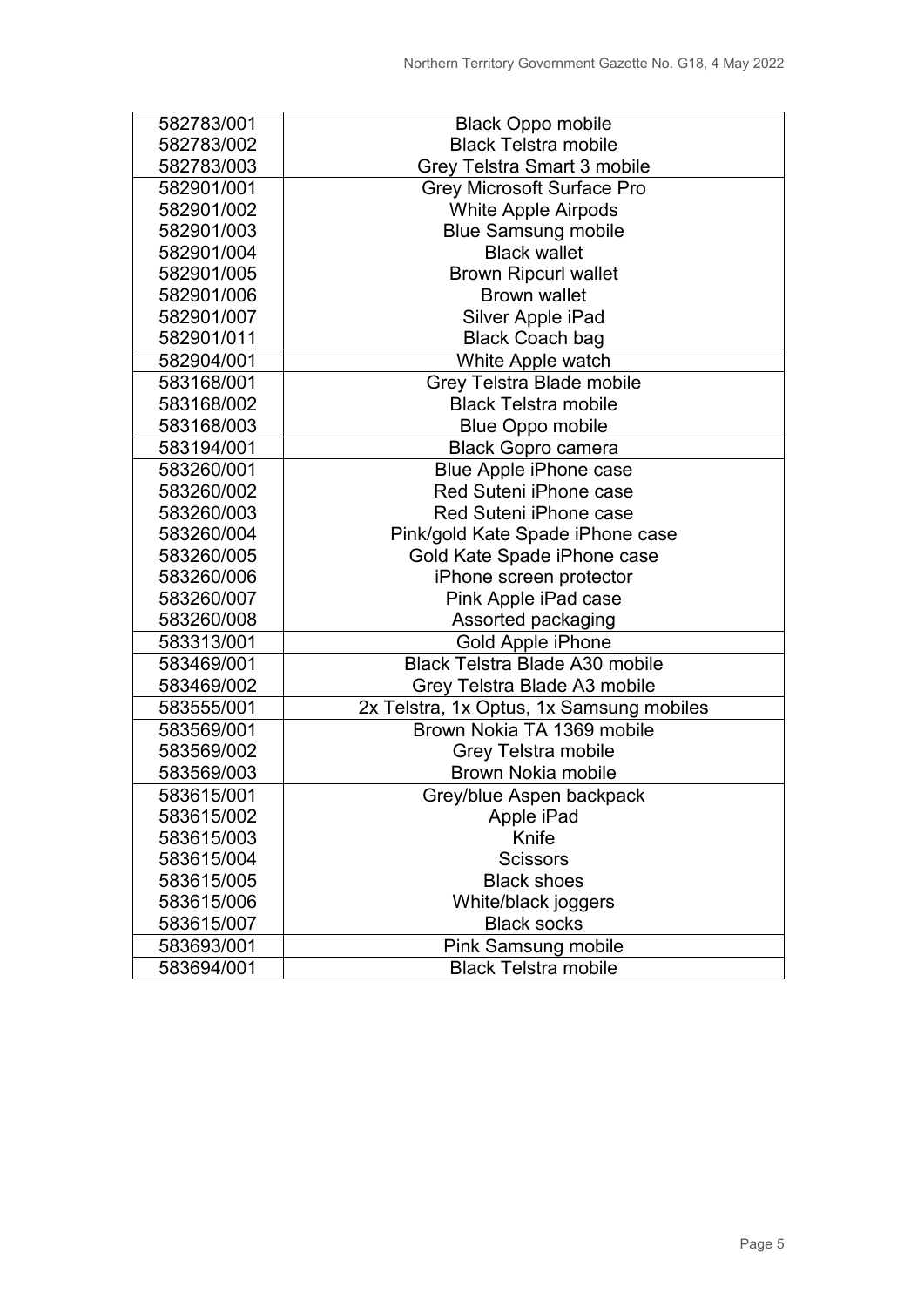| 582783/001 | Black Oppo mobile |
|---|---|
| 582783/002 | Black Telstra mobile |
| 582783/003 | Grey Telstra Smart 3 mobile |
| 582901/001 | Grey Microsoft Surface Pro |
| 582901/002 | White Apple Airpods |
| 582901/003 | Blue Samsung mobile |
| 582901/004 | Black wallet |
| 582901/005 | Brown Ripcurl wallet |
| 582901/006 | Brown wallet |
| 582901/007 | Silver Apple iPad |
| 582901/011 | Black Coach bag |
| 582904/001 | White Apple watch |
| 583168/001 | Grey Telstra Blade mobile |
| 583168/002 | Black Telstra mobile |
| 583168/003 | Blue Oppo mobile |
| 583194/001 | Black Gopro camera |
| 583260/001 | Blue Apple iPhone case |
| 583260/002 | Red Suteni iPhone case |
| 583260/003 | Red Suteni iPhone case |
| 583260/004 | Pink/gold Kate Spade iPhone case |
| 583260/005 | Gold Kate Spade iPhone case |
| 583260/006 | iPhone screen protector |
| 583260/007 | Pink Apple iPad case |
| 583260/008 | Assorted packaging |
| 583313/001 | Gold Apple iPhone |
| 583469/001 | Black Telstra Blade A30 mobile |
| 583469/002 | Grey Telstra Blade A3 mobile |
| 583555/001 | 2x Telstra, 1x Optus, 1x Samsung mobiles |
| 583569/001 | Brown Nokia TA 1369 mobile |
| 583569/002 | Grey Telstra mobile |
| 583569/003 | Brown Nokia mobile |
| 583615/001 | Grey/blue Aspen backpack |
| 583615/002 | Apple iPad |
| 583615/003 | Knife |
| 583615/004 | Scissors |
| 583615/005 | Black shoes |
| 583615/006 | White/black joggers |
| 583615/007 | Black socks |
| 583693/001 | Pink Samsung mobile |
| 583694/001 | Black Telstra mobile |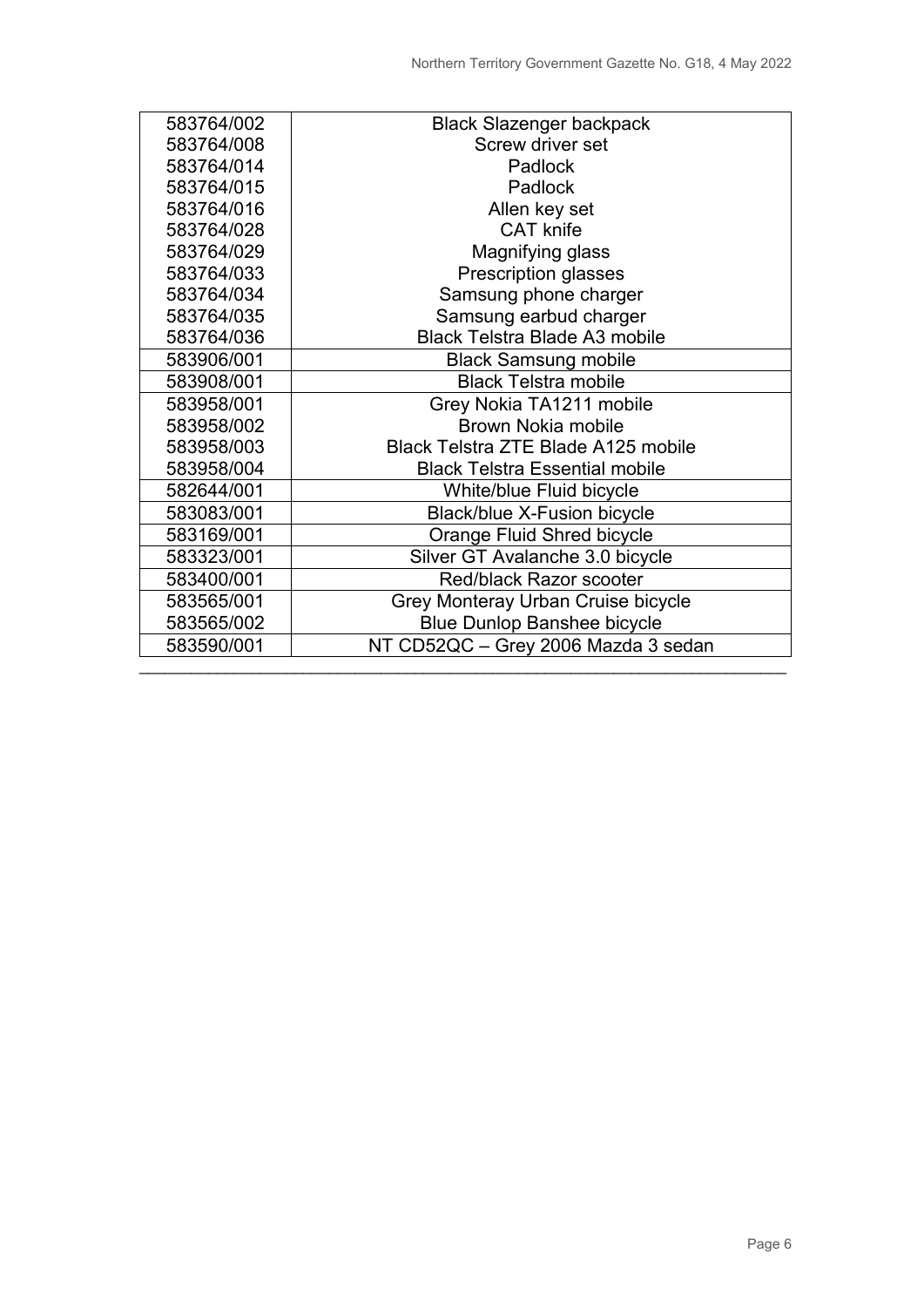| | |
|---|---|
| 583764/002 | Black Slazenger backpack |
| 583764/008 | Screw driver set |
| 583764/014 | Padlock |
| 583764/015 | Padlock |
| 583764/016 | Allen key set |
| 583764/028 | CAT knife |
| 583764/029 | Magnifying glass |
| 583764/033 | Prescription glasses |
| 583764/034 | Samsung phone charger |
| 583764/035 | Samsung earbud charger |
| 583764/036 | Black Telstra Blade A3 mobile |
| 583906/001 | Black Samsung mobile |
| 583908/001 | Black Telstra mobile |
| 583958/001 | Grey Nokia TA1211 mobile |
| 583958/002 | Brown Nokia mobile |
| 583958/003 | Black Telstra ZTE Blade A125 mobile |
| 583958/004 | Black Telstra Essential mobile |
| 582644/001 | White/blue Fluid bicycle |
| 583083/001 | Black/blue X-Fusion bicycle |
| 583169/001 | Orange Fluid Shred bicycle |
| 583323/001 | Silver GT Avalanche 3.0 bicycle |
| 583400/001 | Red/black Razor scooter |
| 583565/001 | Grey Monteray Urban Cruise bicycle |
| 583565/002 | Blue Dunlop Banshee bicycle |
| 583590/001 | NT CD52QC – Grey 2006 Mazda 3 sedan |

---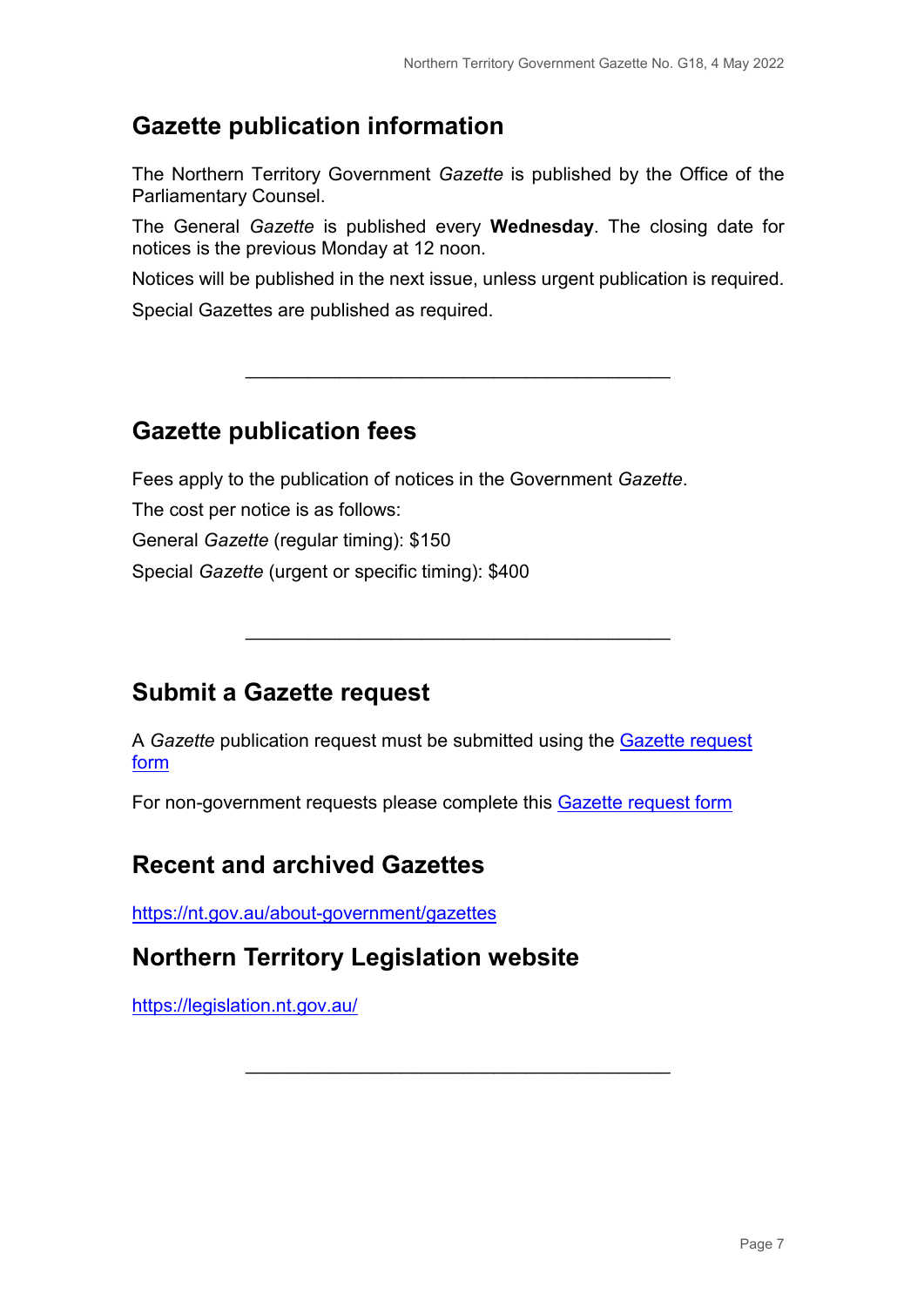## Gazette publication information

The Northern Territory Government *Gazette* is published by the Office of the Parliamentary Counsel.

The General *Gazette* is published every **Wednesday**. The closing date for notices is the previous Monday at 12 noon.

Notices will be published in the next issue, unless urgent publication is required.

Special Gazettes are published as required.

---

## Gazette publication fees

Fees apply to the publication of notices in the Government *Gazette*.

The cost per notice is as follows:

General *Gazette* (regular timing): $150

Special *Gazette* (urgent or specific timing): $400

---

## Submit a Gazette request

A *Gazette* publication request must be submitted using the Gazette request form

For non-government requests please complete this Gazette request form

## Recent and archived Gazettes

https://nt.gov.au/about-government/gazettes

## Northern Territory Legislation website

https://legislation.nt.gov.au/

---